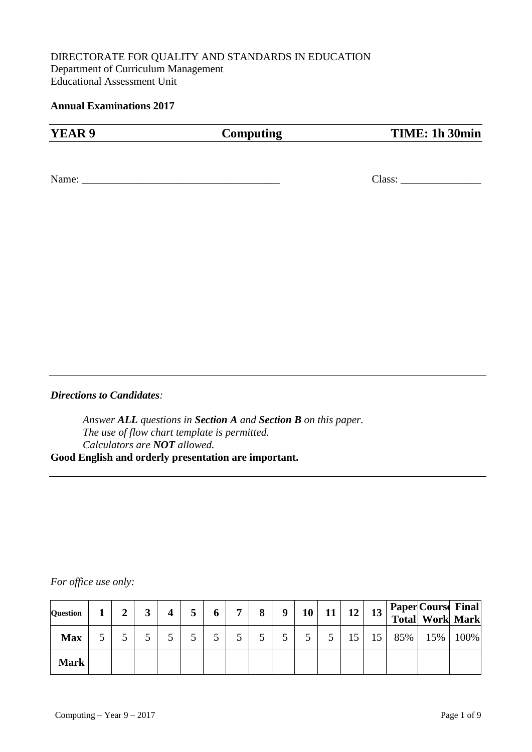DIRECTORATE FOR QUALITY AND STANDARDS IN EDUCATION
Department of Curriculum Management
Educational Assessment Unit

**Annual Examinations 2017**

| **YEAR 9** | **Computing** | **TIME: 1h 30min** |
|---|---|---|

Name: ______________________________________ Class: _______________

---

***Directions to Candidates**:*

*Answer **ALL** questions in **Section A** and **Section B** on this paper.*
*The use of flow chart template is permitted.*
*Calculators are **NOT** allowed.*

**Good English and orderly presentation are important.**

---

*For office use only:*

| **Question** | **1** | **2** | **3** | **4** | **5** | **6** | **7** | **8** | **9** | **10** | **11** | **12** | **13** | **Paper Total** | **Course Work** | **Final Mark** |
|---|---|---|---|---|---|---|---|---|---|---|---|---|---|---|---|---|
| **Max** | 5 | 5 | 5 | 5 | 5 | 5 | 5 | 5 | 5 | 5 | 5 | 15 | 15 | 85% | 15% | 100% |
| **Mark** | | | | | | | | | | | | | | | | |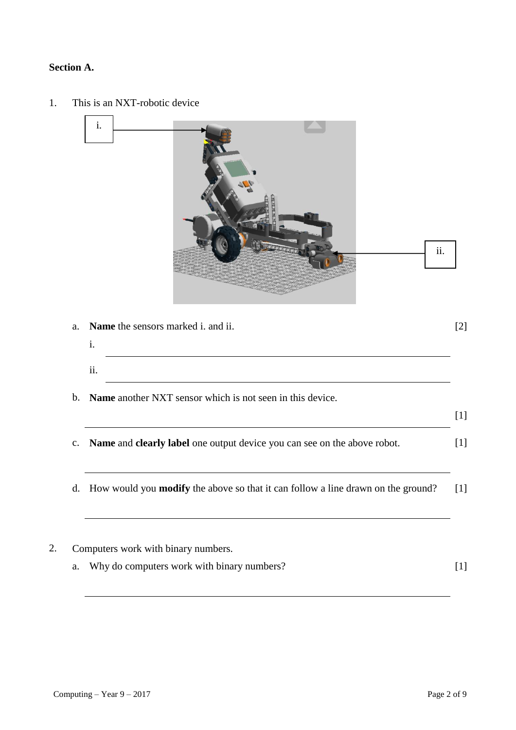**Section A.**

1. This is an NXT-robotic device

i.

ii.

   a. **Name** the sensors marked i. and ii. [2]

      i. ______________________________

      ii. ______________________________

   b. **Name** another NXT sensor which is not seen in this device.

      [1]

      ______________________________

   c. **Name** and **clearly label** one output device you can see on the above robot. [1]

      ______________________________

   d. How would you **modify** the above so that it can follow a line drawn on the ground? [1]

      ______________________________

2. Computers work with binary numbers.

   a. Why do computers work with binary numbers? [1]

      ______________________________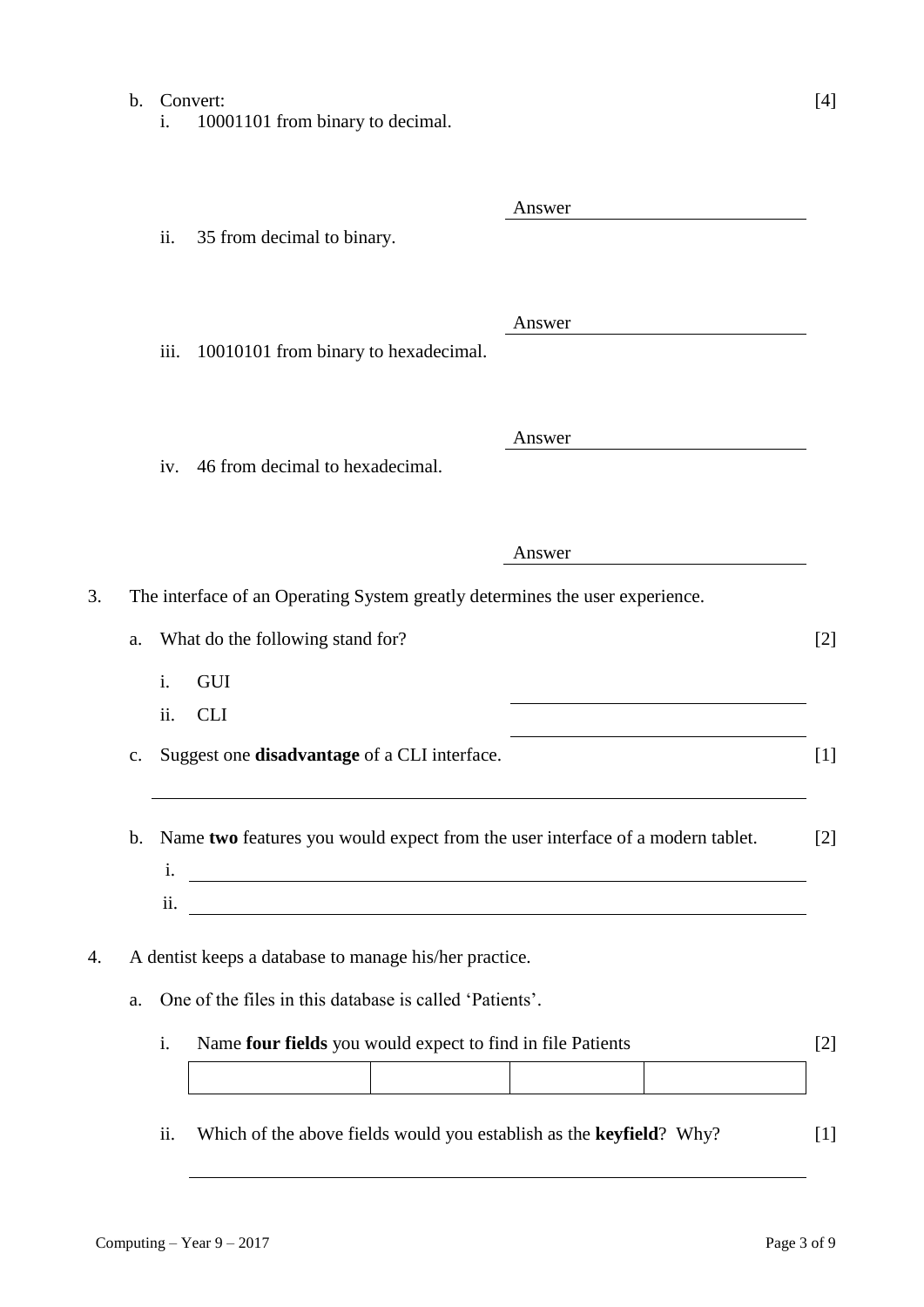b. Convert: [4]

i. 10001101 from binary to decimal.

Answer \_\_\_\_\_\_\_\_\_\_\_\_\_\_\_\_\_\_\_\_

ii. 35 from decimal to binary.

Answer \_\_\_\_\_\_\_\_\_\_\_\_\_\_\_\_\_\_\_\_

iii. 10010101 from binary to hexadecimal.

Answer \_\_\_\_\_\_\_\_\_\_\_\_\_\_\_\_\_\_\_\_

iv. 46 from decimal to hexadecimal.

Answer \_\_\_\_\_\_\_\_\_\_\_\_\_\_\_\_\_\_\_\_

3. The interface of an Operating System greatly determines the user experience.

a. What do the following stand for? [2]

i. GUI \_\_\_\_\_\_\_\_\_\_\_\_\_\_\_\_\_\_\_\_

ii. CLI \_\_\_\_\_\_\_\_\_\_\_\_\_\_\_\_\_\_\_\_

c. Suggest one **disadvantage** of a CLI interface. [1]

\_\_\_\_\_\_\_\_\_\_\_\_\_\_\_\_\_\_\_\_\_\_\_\_\_\_\_\_\_\_\_\_\_\_\_\_\_\_\_\_

b. Name **two** features you would expect from the user interface of a modern tablet. [2]

i. \_\_\_\_\_\_\_\_\_\_\_\_\_\_\_\_\_\_\_\_\_\_\_\_\_\_\_\_\_\_\_\_\_\_\_\_\_\_\_\_

ii. \_\_\_\_\_\_\_\_\_\_\_\_\_\_\_\_\_\_\_\_\_\_\_\_\_\_\_\_\_\_\_\_\_\_\_\_\_\_\_\_

4. A dentist keeps a database to manage his/her practice.

a. One of the files in this database is called 'Patients'.

i. Name **four fields** you would expect to find in file Patients [2]

| | | | |
|---|---|---|---|
| | | | |

ii. Which of the above fields would you establish as the **keyfield**? Why? [1]

\_\_\_\_\_\_\_\_\_\_\_\_\_\_\_\_\_\_\_\_\_\_\_\_\_\_\_\_\_\_\_\_\_\_\_\_\_\_\_\_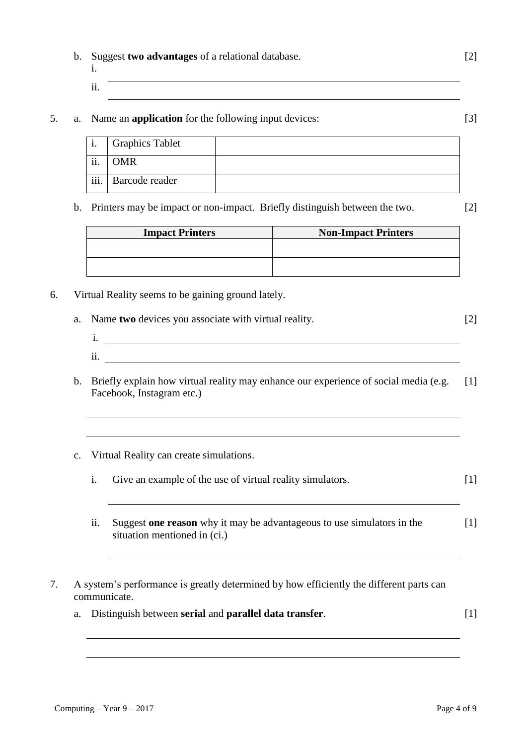b. Suggest **two advantages** of a relational database. [2]

i. ______________________________

ii. ______________________________

5. a. Name an **application** for the following input devices: [3]

| | | |
|---|---|---|
| i. | Graphics Tablet | |
| ii. | OMR | |
| iii. | Barcode reader | |

b. Printers may be impact or non-impact. Briefly distinguish between the two. [2]

| Impact Printers | Non-Impact Printers |
|---|---|
| | |
| | |

6. Virtual Reality seems to be gaining ground lately.

a. Name **two** devices you associate with virtual reality. [2]

i. ______________________________

ii. ______________________________

b. Briefly explain how virtual reality may enhance our experience of social media (e.g. Facebook, Instagram etc.) [1]

______________________________

______________________________

c. Virtual Reality can create simulations.

i. Give an example of the use of virtual reality simulators. [1]

______________________________

ii. Suggest **one reason** why it may be advantageous to use simulators in the situation mentioned in (ci.) [1]

______________________________

7. A system's performance is greatly determined by how efficiently the different parts can communicate.

a. Distinguish between **serial** and **parallel data transfer**. [1]

______________________________

______________________________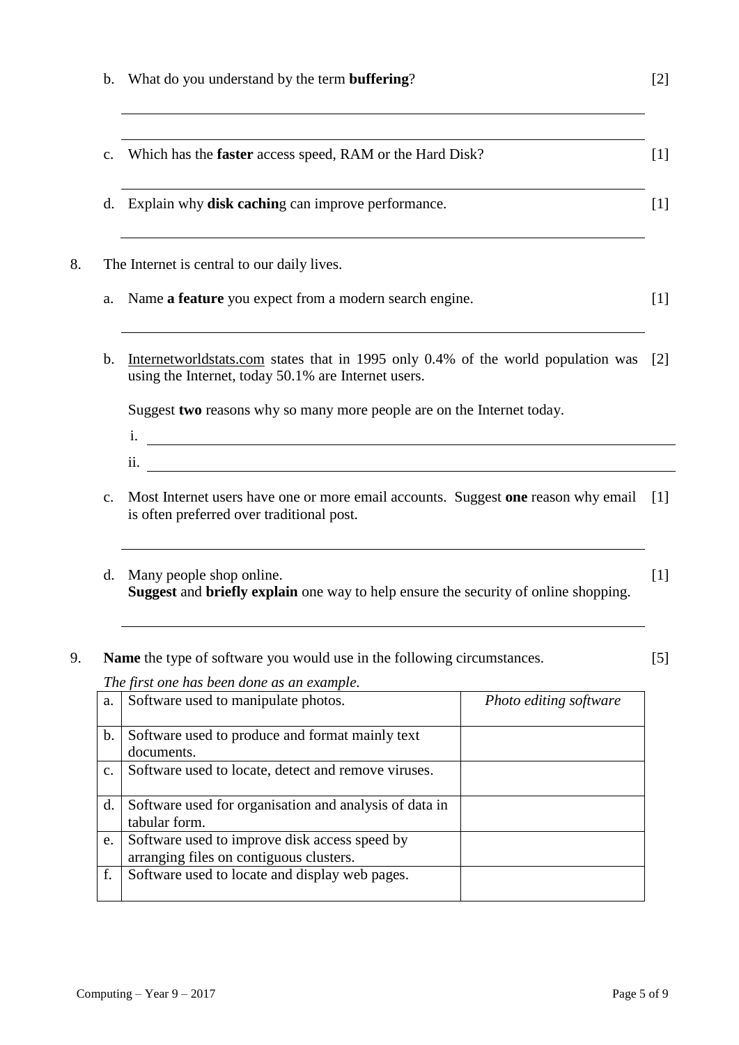b. What do you understand by the term **buffering**? [2]

c. Which has the **faster** access speed, RAM or the Hard Disk? [1]

d. Explain why **disk caching** can improve performance. [1]

8. The Internet is central to our daily lives.

   a. Name **a feature** you expect from a modern search engine. [1]

   b. Internetworldstats.com states that in 1995 only 0.4% of the world population was using the Internet, today 50.1% are Internet users. [2]

      Suggest **two** reasons why so many more people are on the Internet today.

      i.

      ii.

   c. Most Internet users have one or more email accounts. Suggest **one** reason why email is often preferred over traditional post. [1]

   d. Many people shop online. [1]
      **Suggest** and **briefly explain** one way to help ensure the security of online shopping.

9. **Name** the type of software you would use in the following circumstances. [5]

*The first one has been done as an example.*

| | | |
|---|---|---|
| a. | Software used to manipulate photos. | *Photo editing software* |
| b. | Software used to produce and format mainly text documents. | |
| c. | Software used to locate, detect and remove viruses. | |
| d. | Software used for organisation and analysis of data in tabular form. | |
| e. | Software used to improve disk access speed by arranging files on contiguous clusters. | |
| f. | Software used to locate and display web pages. | |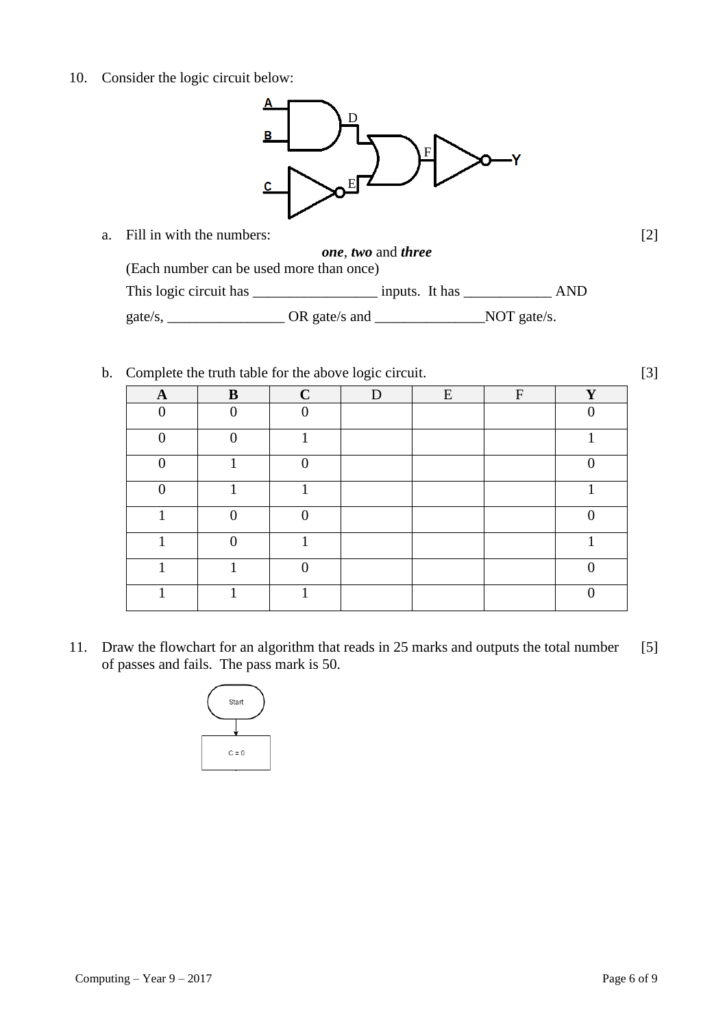10. Consider the logic circuit below:

a. Fill in with the numbers: [2]

***one***, ***two*** and ***three***

(Each number can be used more than once)

This logic circuit has _________________ inputs. It has ____________ AND gate/s, ________________ OR gate/s and _______________NOT gate/s.

b. Complete the truth table for the above logic circuit. [3]

| A | B | C | D | E | F | Y |
|---|---|---|---|---|---|---|
| 0 | 0 | 0 | | | | 0 |
| 0 | 0 | 1 | | | | 1 |
| 0 | 1 | 0 | | | | 0 |
| 0 | 1 | 1 | | | | 1 |
| 1 | 0 | 0 | | | | 0 |
| 1 | 0 | 1 | | | | 1 |
| 1 | 1 | 0 | | | | 0 |
| 1 | 1 | 1 | | | | 0 |

11. Draw the flowchart for an algorithm that reads in 25 marks and outputs the total number of passes and fails. The pass mark is 50. [5]

Start

C = 0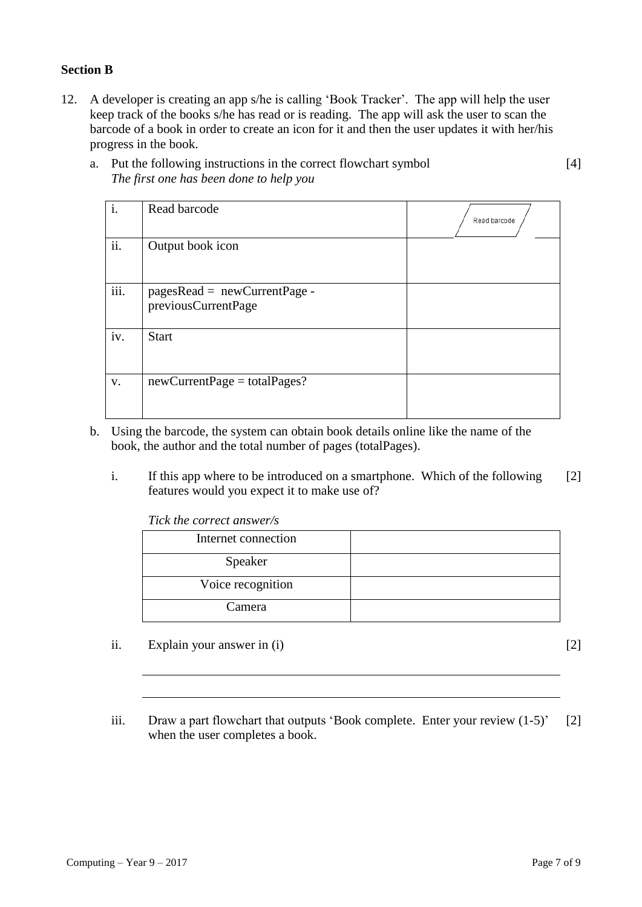**Section B**

12. A developer is creating an app s/he is calling 'Book Tracker'. The app will help the user keep track of the books s/he has read or is reading. The app will ask the user to scan the barcode of a book in order to create an icon for it and then the user updates it with her/his progress in the book.

    a. Put the following instructions in the correct flowchart symbol [4]
    *The first one has been done to help you*

| | | |
|---|---|---|
| i. | Read barcode | Read barcode |
| ii. | Output book icon | |
| iii. | pagesRead = newCurrentPage - previousCurrentPage | |
| iv. | Start | |
| v. | newCurrentPage = totalPages? | |

   b. Using the barcode, the system can obtain book details online like the name of the book, the author and the total number of pages (totalPages).

      i. If this app where to be introduced on a smartphone. Which of the following features would you expect it to make use of? [2]

      *Tick the correct answer/s*

| | |
|---|---|
| Internet connection | |
| Speaker | |
| Voice recognition | |
| Camera | |

      ii. Explain your answer in (i) [2]

      \_\_\_\_\_\_\_\_\_\_\_\_\_\_\_\_\_\_\_\_\_\_\_\_\_\_\_\_\_\_\_\_\_\_\_\_\_\_\_\_\_\_\_\_\_\_\_\_\_\_\_\_\_\_\_\_\_\_\_\_

      \_\_\_\_\_\_\_\_\_\_\_\_\_\_\_\_\_\_\_\_\_\_\_\_\_\_\_\_\_\_\_\_\_\_\_\_\_\_\_\_\_\_\_\_\_\_\_\_\_\_\_\_\_\_\_\_\_\_\_\_

      iii. Draw a part flowchart that outputs 'Book complete. Enter your review (1-5)' when the user completes a book. [2]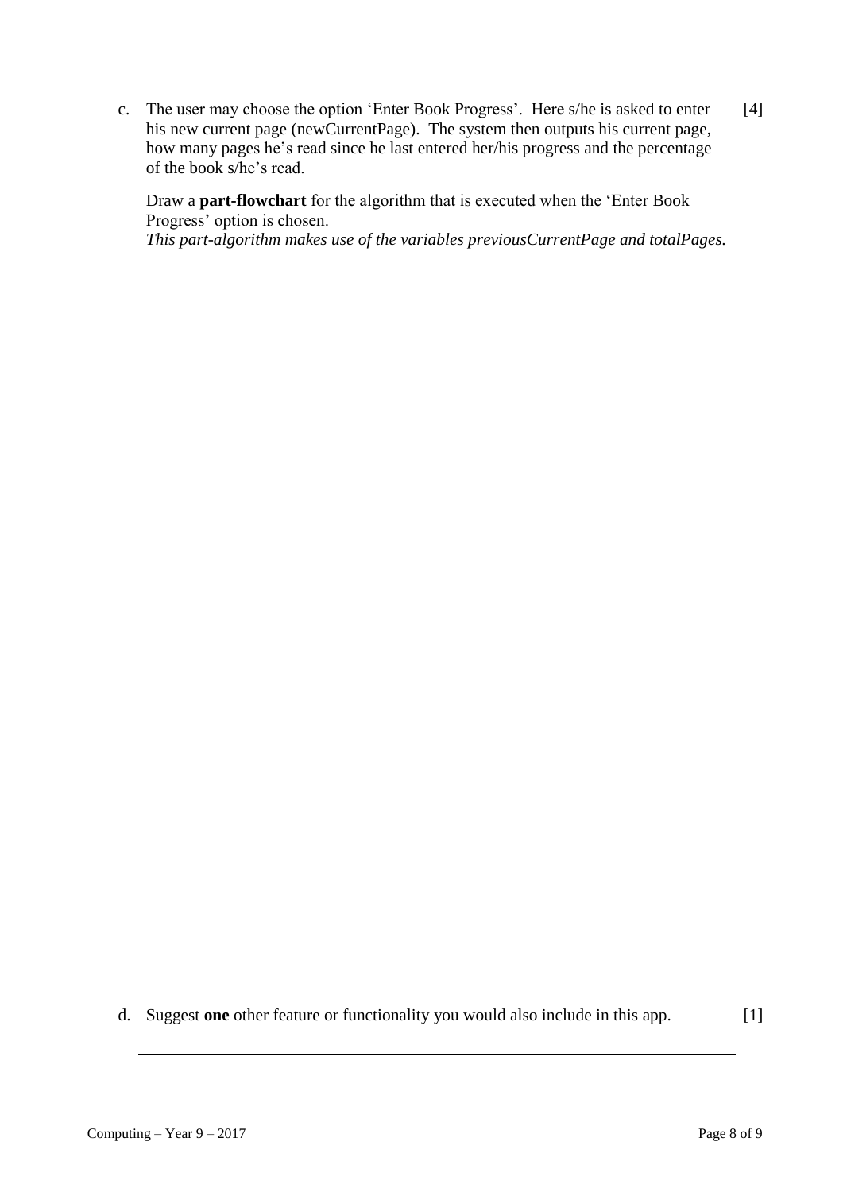c. The user may choose the option 'Enter Book Progress'. Here s/he is asked to enter his new current page (newCurrentPage). The system then outputs his current page, how many pages he's read since he last entered her/his progress and the percentage of the book s/he's read. [4]

Draw a **part-flowchart** for the algorithm that is executed when the 'Enter Book Progress' option is chosen.
*This part-algorithm makes use of the variables previousCurrentPage and totalPages.*

d. Suggest **one** other feature or functionality you would also include in this app. [1]

_______________________________________________________________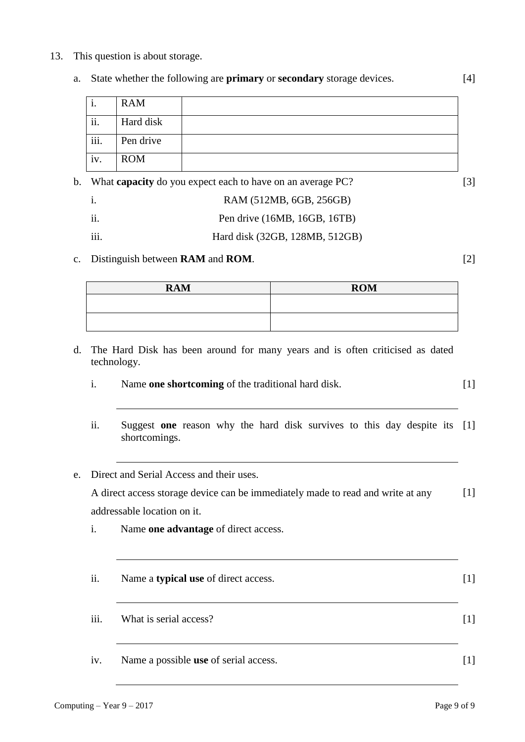13. This question is about storage.

   a. State whether the following are **primary** or **secondary** storage devices. [4]

| | | |
|---|---|---|
| i. | RAM | |
| ii. | Hard disk | |
| iii. | Pen drive | |
| iv. | ROM | |

   b. What **capacity** do you expect each to have on an average PC? [3]

      i. RAM (512MB, 6GB, 256GB)

      ii. Pen drive (16MB, 16GB, 16TB)

      iii. Hard disk (32GB, 128MB, 512GB)

   c. Distinguish between **RAM** and **ROM**. [2]

| RAM | ROM |
|---|---|
| | |
| | |

   d. The Hard Disk has been around for many years and is often criticised as dated technology.

      i. Name **one shortcoming** of the traditional hard disk. [1]

      ______________________________

      ii. Suggest **one** reason why the hard disk survives to this day despite its shortcomings. [1]

      ______________________________

   e. Direct and Serial Access and their uses.

      A direct access storage device can be immediately made to read and write at any addressable location on it. [1]

      i. Name **one advantage** of direct access.

      ______________________________

      ii. Name a **typical use** of direct access. [1]

      ______________________________

      iii. What is serial access? [1]

      ______________________________

      iv. Name a possible **use** of serial access. [1]

      ______________________________